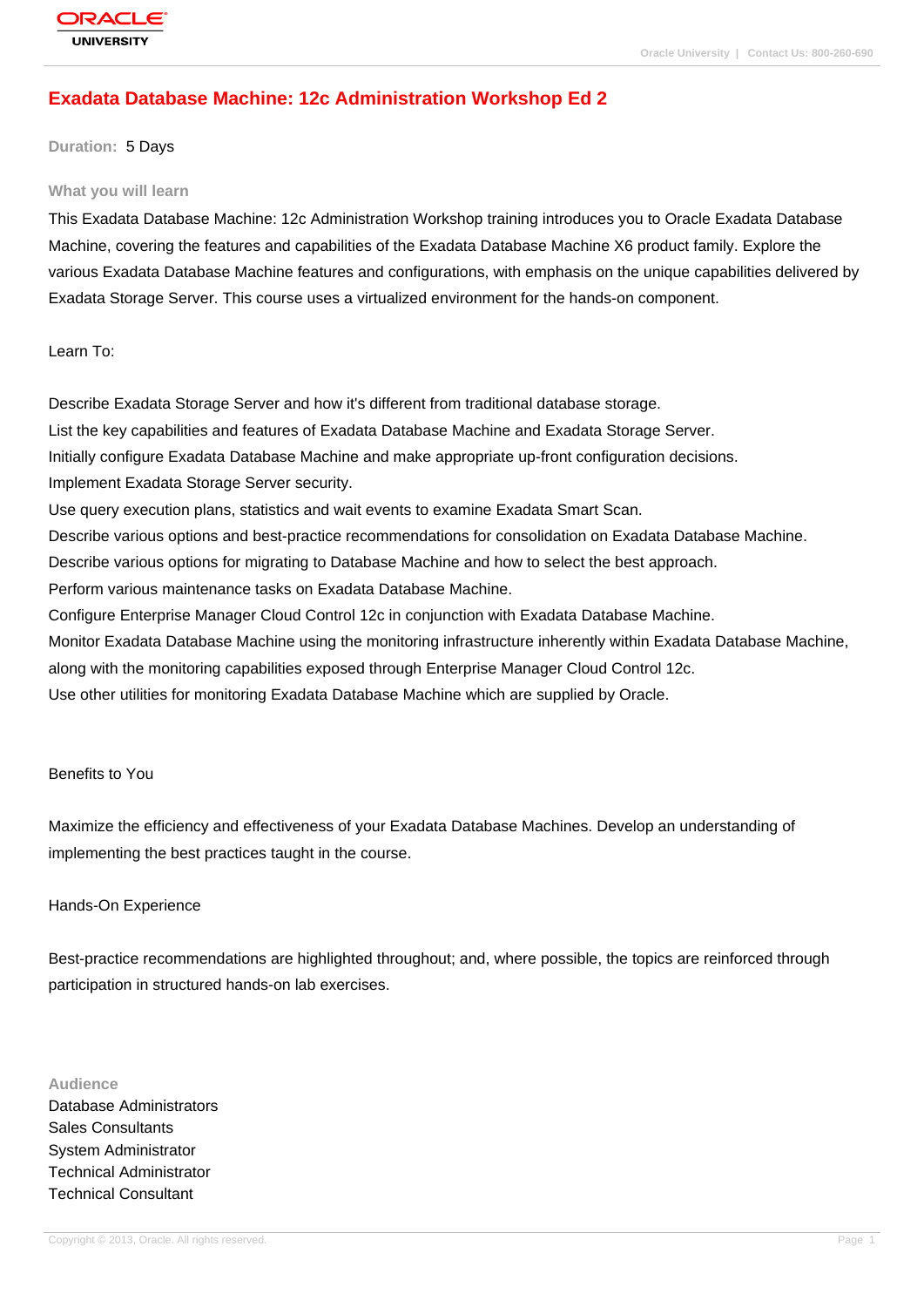# Exadata Database Machine: 12c Administration Workshop Ed 2

**Duration:** 5 Days

## What you will learn

This Exadata Database Machine: 12c Administration Workshop training introduces you to Oracle Exadata Database Machine, covering the features and capabilities of the Exadata Database Machine X6 product family. Explore the various Exadata Database Machine features and configurations, with emphasis on the unique capabilities delivered by Exadata Storage Server. This course uses a virtualized environment for the hands-on component.

Learn To:

Describe Exadata Storage Server and how it's different from traditional database storage.
List the key capabilities and features of Exadata Database Machine and Exadata Storage Server.
Initially configure Exadata Database Machine and make appropriate up-front configuration decisions.
Implement Exadata Storage Server security.
Use query execution plans, statistics and wait events to examine Exadata Smart Scan.
Describe various options and best-practice recommendations for consolidation on Exadata Database Machine.
Describe various options for migrating to Database Machine and how to select the best approach.
Perform various maintenance tasks on Exadata Database Machine.
Configure Enterprise Manager Cloud Control 12c in conjunction with Exadata Database Machine.
Monitor Exadata Database Machine using the monitoring infrastructure inherently within Exadata Database Machine, along with the monitoring capabilities exposed through Enterprise Manager Cloud Control 12c.
Use other utilities for monitoring Exadata Database Machine which are supplied by Oracle.

Benefits to You

Maximize the efficiency and effectiveness of your Exadata Database Machines. Develop an understanding of implementing the best practices taught in the course.

Hands-On Experience

Best-practice recommendations are highlighted throughout; and, where possible, the topics are reinforced through participation in structured hands-on lab exercises.

## Audience

Database Administrators
Sales Consultants
System Administrator
Technical Administrator
Technical Consultant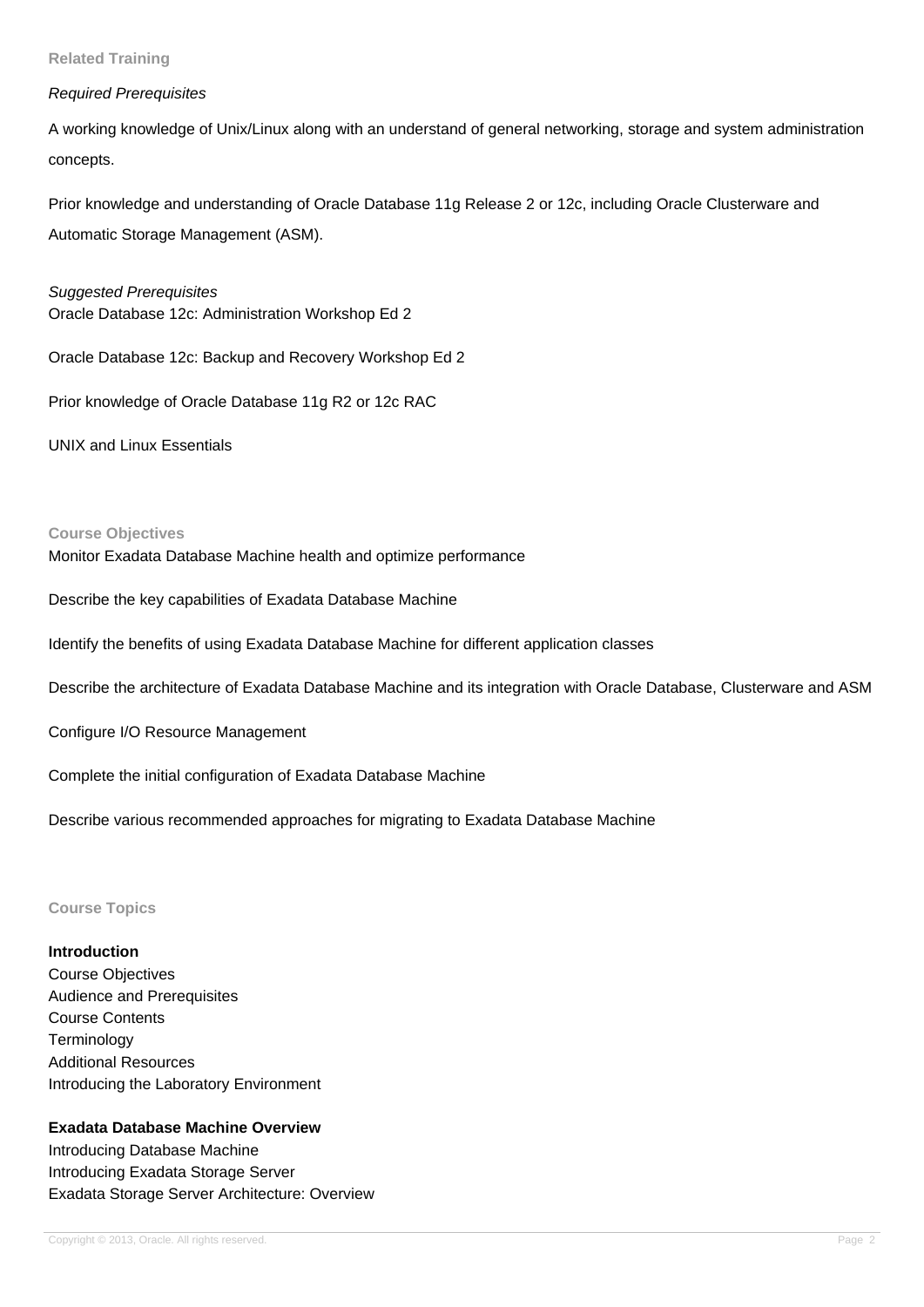## Related Training

*Required Prerequisites*

A working knowledge of Unix/Linux along with an understand of general networking, storage and system administration concepts.

Prior knowledge and understanding of Oracle Database 11g Release 2 or 12c, including Oracle Clusterware and Automatic Storage Management (ASM).

*Suggested Prerequisites*

Oracle Database 12c: Administration Workshop Ed 2

Oracle Database 12c: Backup and Recovery Workshop Ed 2

Prior knowledge of Oracle Database 11g R2 or 12c RAC

UNIX and Linux Essentials

## Course Objectives

Monitor Exadata Database Machine health and optimize performance

Describe the key capabilities of Exadata Database Machine

Identify the benefits of using Exadata Database Machine for different application classes

Describe the architecture of Exadata Database Machine and its integration with Oracle Database, Clusterware and ASM

Configure I/O Resource Management

Complete the initial configuration of Exadata Database Machine

Describe various recommended approaches for migrating to Exadata Database Machine

## Course Topics

**Introduction**

Course Objectives
Audience and Prerequisites
Course Contents
Terminology
Additional Resources
Introducing the Laboratory Environment

**Exadata Database Machine Overview**

Introducing Database Machine
Introducing Exadata Storage Server
Exadata Storage Server Architecture: Overview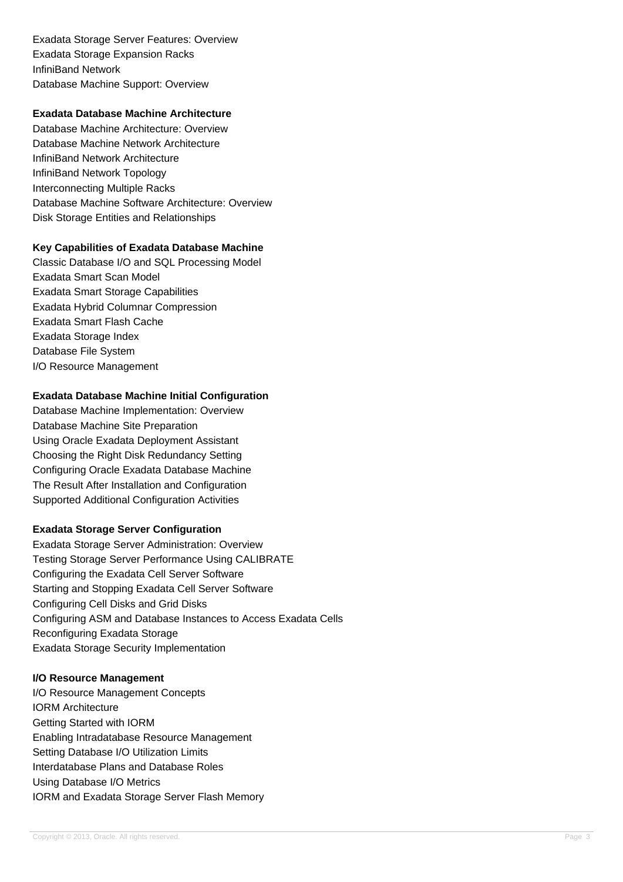Exadata Storage Server Features: Overview
Exadata Storage Expansion Racks
InfiniBand Network
Database Machine Support: Overview

**Exadata Database Machine Architecture**

Database Machine Architecture: Overview
Database Machine Network Architecture
InfiniBand Network Architecture
InfiniBand Network Topology
Interconnecting Multiple Racks
Database Machine Software Architecture: Overview
Disk Storage Entities and Relationships

**Key Capabilities of Exadata Database Machine**

Classic Database I/O and SQL Processing Model
Exadata Smart Scan Model
Exadata Smart Storage Capabilities
Exadata Hybrid Columnar Compression
Exadata Smart Flash Cache
Exadata Storage Index
Database File System
I/O Resource Management

**Exadata Database Machine Initial Configuration**

Database Machine Implementation: Overview
Database Machine Site Preparation
Using Oracle Exadata Deployment Assistant
Choosing the Right Disk Redundancy Setting
Configuring Oracle Exadata Database Machine
The Result After Installation and Configuration
Supported Additional Configuration Activities

**Exadata Storage Server Configuration**

Exadata Storage Server Administration: Overview
Testing Storage Server Performance Using CALIBRATE
Configuring the Exadata Cell Server Software
Starting and Stopping Exadata Cell Server Software
Configuring Cell Disks and Grid Disks
Configuring ASM and Database Instances to Access Exadata Cells
Reconfiguring Exadata Storage
Exadata Storage Security Implementation

**I/O Resource Management**

I/O Resource Management Concepts
IORM Architecture
Getting Started with IORM
Enabling Intradatabase Resource Management
Setting Database I/O Utilization Limits
Interdatabase Plans and Database Roles
Using Database I/O Metrics
IORM and Exadata Storage Server Flash Memory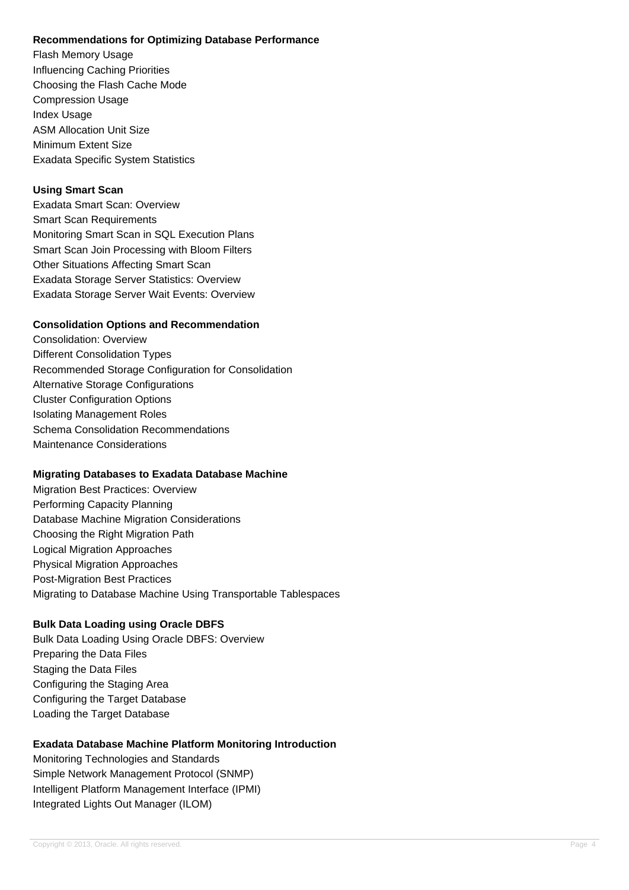**Recommendations for Optimizing Database Performance**

Flash Memory Usage
Influencing Caching Priorities
Choosing the Flash Cache Mode
Compression Usage
Index Usage
ASM Allocation Unit Size
Minimum Extent Size
Exadata Specific System Statistics

**Using Smart Scan**

Exadata Smart Scan: Overview
Smart Scan Requirements
Monitoring Smart Scan in SQL Execution Plans
Smart Scan Join Processing with Bloom Filters
Other Situations Affecting Smart Scan
Exadata Storage Server Statistics: Overview
Exadata Storage Server Wait Events: Overview

**Consolidation Options and Recommendation**

Consolidation: Overview
Different Consolidation Types
Recommended Storage Configuration for Consolidation
Alternative Storage Configurations
Cluster Configuration Options
Isolating Management Roles
Schema Consolidation Recommendations
Maintenance Considerations

**Migrating Databases to Exadata Database Machine**

Migration Best Practices: Overview
Performing Capacity Planning
Database Machine Migration Considerations
Choosing the Right Migration Path
Logical Migration Approaches
Physical Migration Approaches
Post-Migration Best Practices
Migrating to Database Machine Using Transportable Tablespaces

**Bulk Data Loading using Oracle DBFS**

Bulk Data Loading Using Oracle DBFS: Overview
Preparing the Data Files
Staging the Data Files
Configuring the Staging Area
Configuring the Target Database
Loading the Target Database

**Exadata Database Machine Platform Monitoring Introduction**

Monitoring Technologies and Standards
Simple Network Management Protocol (SNMP)
Intelligent Platform Management Interface (IPMI)
Integrated Lights Out Manager (ILOM)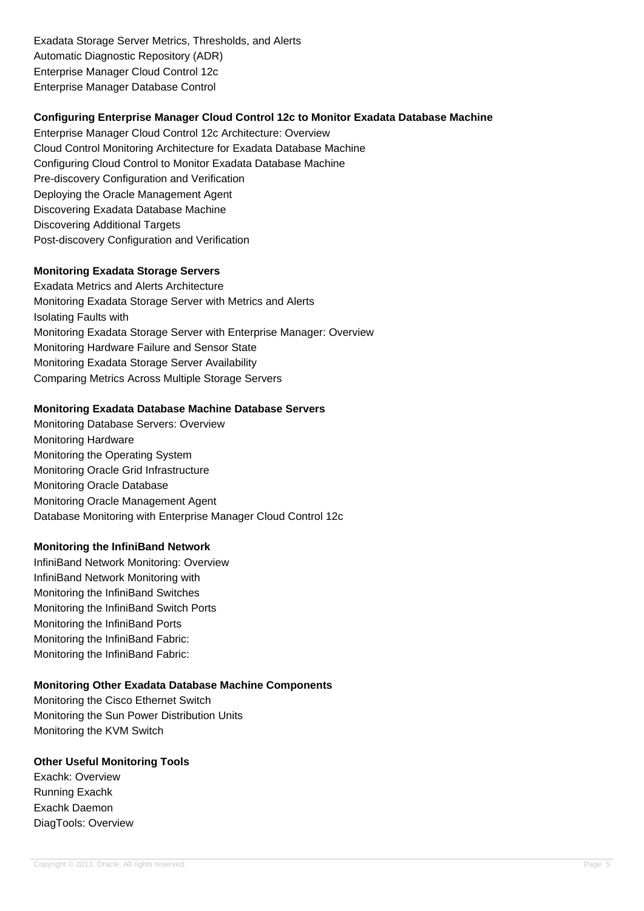Exadata Storage Server Metrics, Thresholds, and Alerts
Automatic Diagnostic Repository (ADR)
Enterprise Manager Cloud Control 12c
Enterprise Manager Database Control

**Configuring Enterprise Manager Cloud Control 12c to Monitor Exadata Database Machine**

Enterprise Manager Cloud Control 12c Architecture: Overview
Cloud Control Monitoring Architecture for Exadata Database Machine
Configuring Cloud Control to Monitor Exadata Database Machine
Pre-discovery Configuration and Verification
Deploying the Oracle Management Agent
Discovering Exadata Database Machine
Discovering Additional Targets
Post-discovery Configuration and Verification

**Monitoring Exadata Storage Servers**

Exadata Metrics and Alerts Architecture
Monitoring Exadata Storage Server with Metrics and Alerts
Isolating Faults with
Monitoring Exadata Storage Server with Enterprise Manager: Overview
Monitoring Hardware Failure and Sensor State
Monitoring Exadata Storage Server Availability
Comparing Metrics Across Multiple Storage Servers

**Monitoring Exadata Database Machine Database Servers**

Monitoring Database Servers: Overview
Monitoring Hardware
Monitoring the Operating System
Monitoring Oracle Grid Infrastructure
Monitoring Oracle Database
Monitoring Oracle Management Agent
Database Monitoring with Enterprise Manager Cloud Control 12c

**Monitoring the InfiniBand Network**

InfiniBand Network Monitoring: Overview
InfiniBand Network Monitoring with
Monitoring the InfiniBand Switches
Monitoring the InfiniBand Switch Ports
Monitoring the InfiniBand Ports
Monitoring the InfiniBand Fabric:
Monitoring the InfiniBand Fabric:

**Monitoring Other Exadata Database Machine Components**

Monitoring the Cisco Ethernet Switch
Monitoring the Sun Power Distribution Units
Monitoring the KVM Switch

**Other Useful Monitoring Tools**

Exachk: Overview
Running Exachk
Exachk Daemon
DiagTools: Overview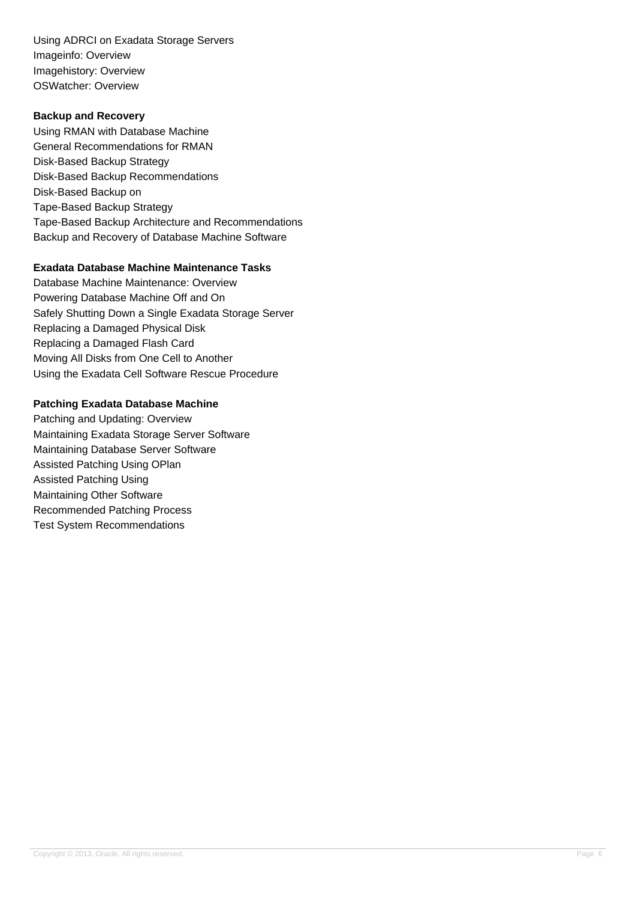Using ADRCI on Exadata Storage Servers
Imageinfo: Overview
Imagehistory: Overview
OSWatcher: Overview

**Backup and Recovery**

Using RMAN with Database Machine
General Recommendations for RMAN
Disk-Based Backup Strategy
Disk-Based Backup Recommendations
Disk-Based Backup on
Tape-Based Backup Strategy
Tape-Based Backup Architecture and Recommendations
Backup and Recovery of Database Machine Software

**Exadata Database Machine Maintenance Tasks**

Database Machine Maintenance: Overview
Powering Database Machine Off and On
Safely Shutting Down a Single Exadata Storage Server
Replacing a Damaged Physical Disk
Replacing a Damaged Flash Card
Moving All Disks from One Cell to Another
Using the Exadata Cell Software Rescue Procedure

**Patching Exadata Database Machine**

Patching and Updating: Overview
Maintaining Exadata Storage Server Software
Maintaining Database Server Software
Assisted Patching Using OPlan
Assisted Patching Using
Maintaining Other Software
Recommended Patching Process
Test System Recommendations